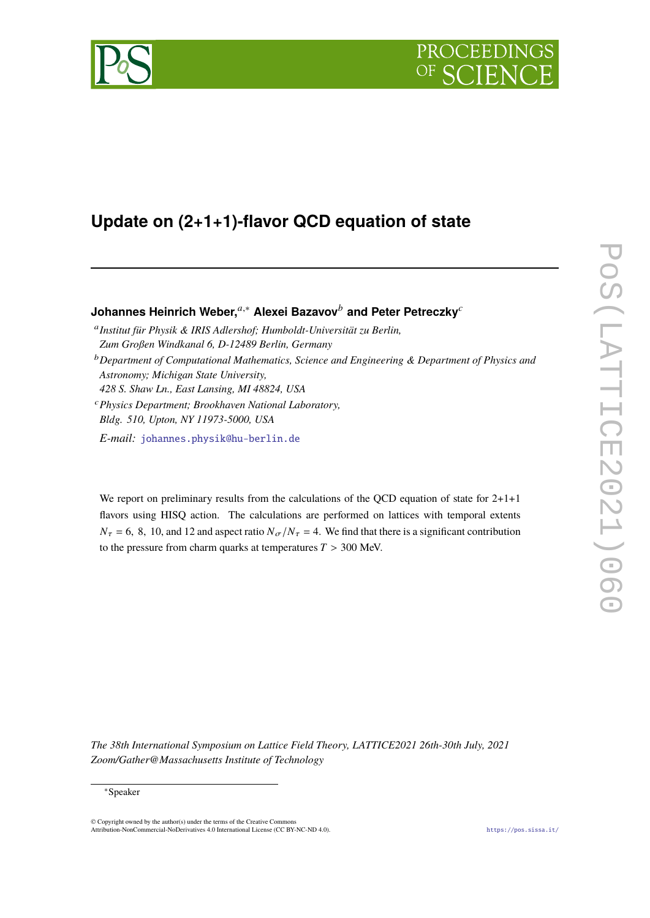# Update on (2+1+1)-flavor QCD equation of state

**Johannes Heinrich Weber,[a,*] Alexei Bazavov[b] and Peter Petreczky[c]**

[a] *Institut für Physik & IRIS Adlershof; Humboldt-Universität zu Berlin, Zum Großen Windkanal 6, D-12489 Berlin, Germany*

[b] *Department of Computational Mathematics, Science and Engineering & Department of Physics and Astronomy; Michigan State University, 428 S. Shaw Ln., East Lansing, MI 48824, USA*

[c] *Physics Department; Brookhaven National Laboratory, Bldg. 510, Upton, NY 11973-5000, USA*

*E-mail:* johannes.physik@hu-berlin.de

We report on preliminary results from the calculations of the QCD equation of state for 2+1+1 flavors using HISQ action. The calculations are performed on lattices with temporal extents $N_\tau = 6,\ 8,\ 10$, and 12 and aspect ratio $N_\sigma/N_\tau = 4$. We find that there is a significant contribution to the pressure from charm quarks at temperatures $T > 300$ MeV.

*The 38th International Symposium on Lattice Field Theory, LATTICE2021 26th-30th July, 2021 Zoom/Gather@Massachusetts Institute of Technology*

*Speaker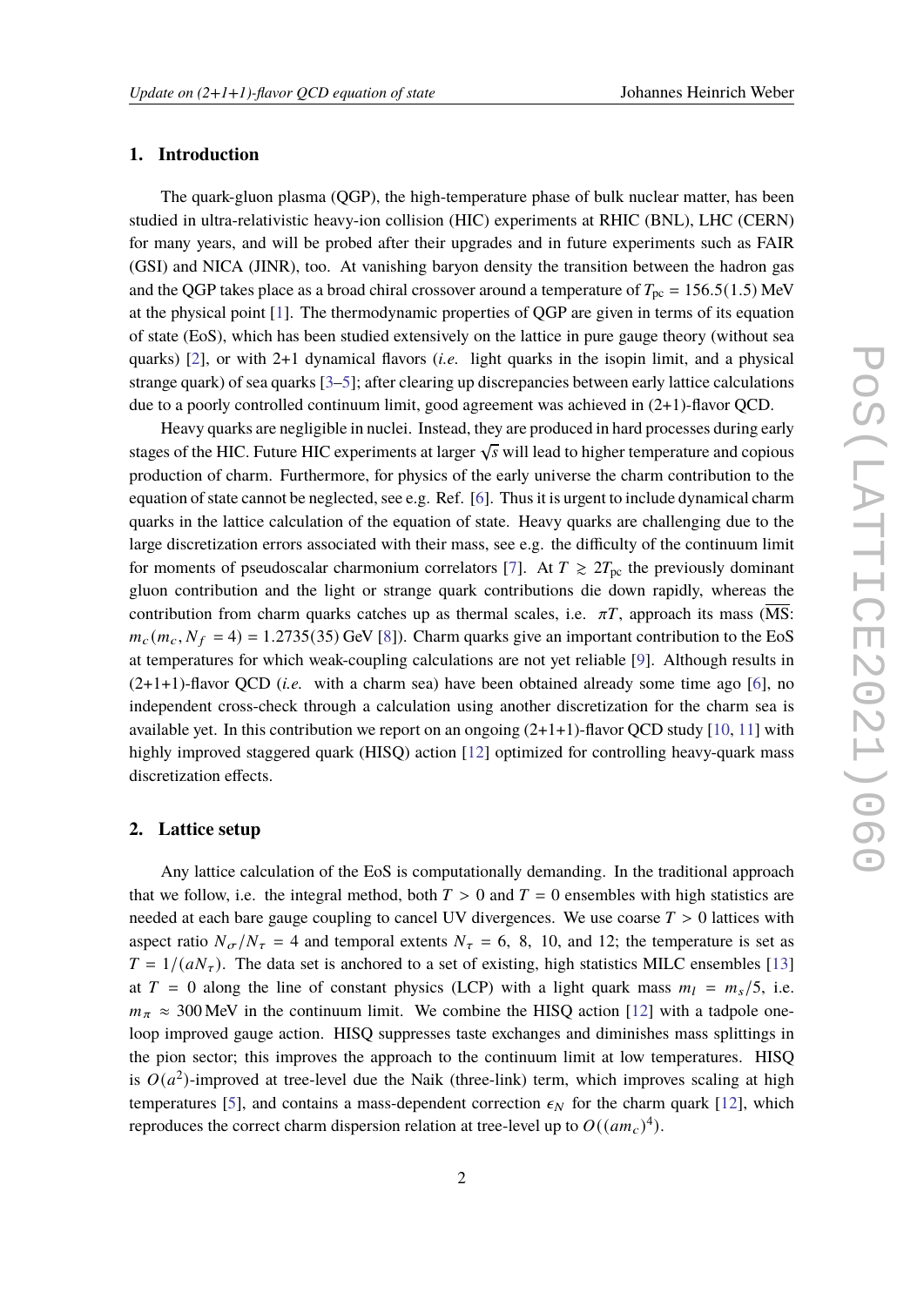## 1. Introduction

The quark-gluon plasma (QGP), the high-temperature phase of bulk nuclear matter, has been studied in ultra-relativistic heavy-ion collision (HIC) experiments at RHIC (BNL), LHC (CERN) for many years, and will be probed after their upgrades and in future experiments such as FAIR (GSI) and NICA (JINR), too. At vanishing baryon density the transition between the hadron gas and the QGP takes place as a broad chiral crossover around a temperature of $T_{\rm pc} = 156.5(1.5)$ MeV at the physical point [1]. The thermodynamic properties of QGP are given in terms of its equation of state (EoS), which has been studied extensively on the lattice in pure gauge theory (without sea quarks) [2], or with 2+1 dynamical flavors (*i.e.* light quarks in the isopin limit, and a physical strange quark) of sea quarks [3–5]; after clearing up discrepancies between early lattice calculations due to a poorly controlled continuum limit, good agreement was achieved in (2+1)-flavor QCD.

Heavy quarks are negligible in nuclei. Instead, they are produced in hard processes during early stages of the HIC. Future HIC experiments at larger $\sqrt{s}$ will lead to higher temperature and copious production of charm. Furthermore, for physics of the early universe the charm contribution to the equation of state cannot be neglected, see e.g. Ref. [6]. Thus it is urgent to include dynamical charm quarks in the lattice calculation of the equation of state. Heavy quarks are challenging due to the large discretization errors associated with their mass, see e.g. the difficulty of the continuum limit for moments of pseudoscalar charmonium correlators [7]. At $T \gtrsim 2T_{\rm pc}$ the previously dominant gluon contribution and the light or strange quark contributions die down rapidly, whereas the contribution from charm quarks catches up as thermal scales, i.e. $\pi T$, approach its mass ($\overline{\rm MS}$: $m_c(m_c, N_f = 4) = 1.2735(35)$ GeV [8]). Charm quarks give an important contribution to the EoS at temperatures for which weak-coupling calculations are not yet reliable [9]. Although results in (2+1+1)-flavor QCD (*i.e.* with a charm sea) have been obtained already some time ago [6], no independent cross-check through a calculation using another discretization for the charm sea is available yet. In this contribution we report on an ongoing (2+1+1)-flavor QCD study [10, 11] with highly improved staggered quark (HISQ) action [12] optimized for controlling heavy-quark mass discretization effects.

## 2. Lattice setup

Any lattice calculation of the EoS is computationally demanding. In the traditional approach that we follow, i.e. the integral method, both $T > 0$ and $T = 0$ ensembles with high statistics are needed at each bare gauge coupling to cancel UV divergences. We use coarse $T > 0$ lattices with aspect ratio $N_\sigma/N_\tau = 4$ and temporal extents $N_\tau = 6$, 8, 10, and 12; the temperature is set as $T = 1/(aN_\tau)$. The data set is anchored to a set of existing, high statistics MILC ensembles [13] at $T = 0$ along the line of constant physics (LCP) with a light quark mass $m_l = m_s/5$, i.e. $m_\pi \approx 300$ MeV in the continuum limit. We combine the HISQ action [12] with a tadpole one-loop improved gauge action. HISQ suppresses taste exchanges and diminishes mass splittings in the pion sector; this improves the approach to the continuum limit at low temperatures. HISQ is $O(a^2)$-improved at tree-level due the Naik (three-link) term, which improves scaling at high temperatures [5], and contains a mass-dependent correction $\epsilon_N$ for the charm quark [12], which reproduces the correct charm dispersion relation at tree-level up to $O((am_c)^4)$.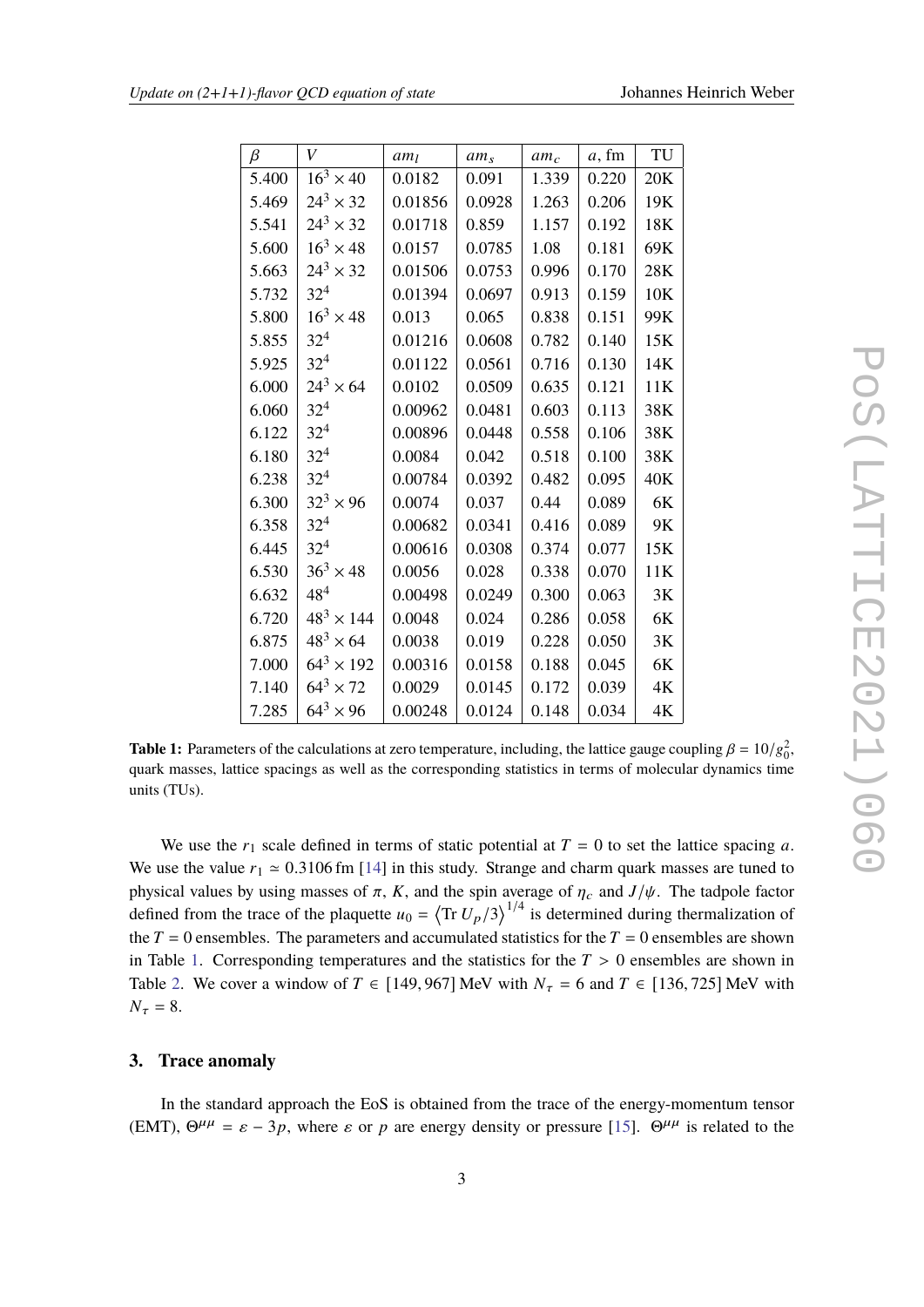| $\beta$ | $V$ | $am_l$ | $am_s$ | $am_c$ | $a$, fm | TU |
|---|---|---|---|---|---|---|
| 5.400 | $16^3 \times 40$ | 0.0182 | 0.091 | 1.339 | 0.220 | 20K |
| 5.469 | $24^3 \times 32$ | 0.01856 | 0.0928 | 1.263 | 0.206 | 19K |
| 5.541 | $24^3 \times 32$ | 0.01718 | 0.859 | 1.157 | 0.192 | 18K |
| 5.600 | $16^3 \times 48$ | 0.0157 | 0.0785 | 1.08 | 0.181 | 69K |
| 5.663 | $24^3 \times 32$ | 0.01506 | 0.0753 | 0.996 | 0.170 | 28K |
| 5.732 | $32^4$ | 0.01394 | 0.0697 | 0.913 | 0.159 | 10K |
| 5.800 | $16^3 \times 48$ | 0.013 | 0.065 | 0.838 | 0.151 | 99K |
| 5.855 | $32^4$ | 0.01216 | 0.0608 | 0.782 | 0.140 | 15K |
| 5.925 | $32^4$ | 0.01122 | 0.0561 | 0.716 | 0.130 | 14K |
| 6.000 | $24^3 \times 64$ | 0.0102 | 0.0509 | 0.635 | 0.121 | 11K |
| 6.060 | $32^4$ | 0.00962 | 0.0481 | 0.603 | 0.113 | 38K |
| 6.122 | $32^4$ | 0.00896 | 0.0448 | 0.558 | 0.106 | 38K |
| 6.180 | $32^4$ | 0.0084 | 0.042 | 0.518 | 0.100 | 38K |
| 6.238 | $32^4$ | 0.00784 | 0.0392 | 0.482 | 0.095 | 40K |
| 6.300 | $32^3 \times 96$ | 0.0074 | 0.037 | 0.44 | 0.089 | 6K |
| 6.358 | $32^4$ | 0.00682 | 0.0341 | 0.416 | 0.089 | 9K |
| 6.445 | $32^4$ | 0.00616 | 0.0308 | 0.374 | 0.077 | 15K |
| 6.530 | $36^3 \times 48$ | 0.0056 | 0.028 | 0.338 | 0.070 | 11K |
| 6.632 | $48^4$ | 0.00498 | 0.0249 | 0.300 | 0.063 | 3K |
| 6.720 | $48^3 \times 144$ | 0.0048 | 0.024 | 0.286 | 0.058 | 6K |
| 6.875 | $48^3 \times 64$ | 0.0038 | 0.019 | 0.228 | 0.050 | 3K |
| 7.000 | $64^3 \times 192$ | 0.00316 | 0.0158 | 0.188 | 0.045 | 6K |
| 7.140 | $64^3 \times 72$ | 0.0029 | 0.0145 | 0.172 | 0.039 | 4K |
| 7.285 | $64^3 \times 96$ | 0.00248 | 0.0124 | 0.148 | 0.034 | 4K |

**Table 1:** Parameters of the calculations at zero temperature, including, the lattice gauge coupling $\beta = 10/g_0^2$, quark masses, lattice spacings as well as the corresponding statistics in terms of molecular dynamics time units (TUs).

We use the $r_1$ scale defined in terms of static potential at $T = 0$ to set the lattice spacing $a$. We use the value $r_1 \simeq 0.3106\,\text{fm}$ [14] in this study. Strange and charm quark masses are tuned to physical values by using masses of $\pi$, $K$, and the spin average of $\eta_c$ and $J/\psi$. The tadpole factor defined from the trace of the plaquette $u_0 = \langle \text{Tr}\, U_p/3 \rangle^{1/4}$ is determined during thermalization of the $T = 0$ ensembles. The parameters and accumulated statistics for the $T = 0$ ensembles are shown in Table 1. Corresponding temperatures and the statistics for the $T > 0$ ensembles are shown in Table 2. We cover a window of $T \in [149, 967]$ MeV with $N_\tau = 6$ and $T \in [136, 725]$ MeV with $N_\tau = 8$.

## 3. Trace anomaly

In the standard approach the EoS is obtained from the trace of the energy-momentum tensor (EMT), $\Theta^{\mu\mu} = \varepsilon - 3p$, where $\varepsilon$ or $p$ are energy density or pressure [15]. $\Theta^{\mu\mu}$ is related to the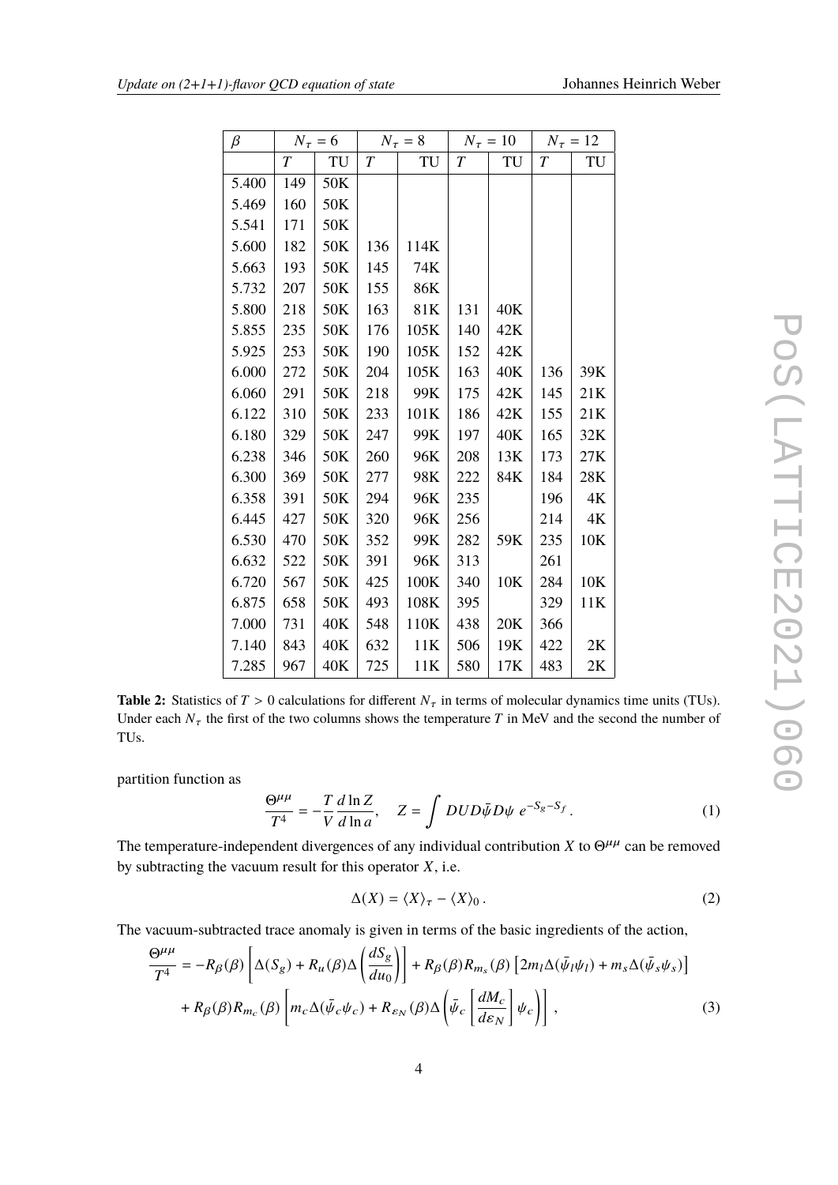| $\beta$ | $N_\tau = 6$ | | $N_\tau = 8$ | | $N_\tau = 10$ | | $N_\tau = 12$ | |
|---|---|---|---|---|---|---|---|---|
| | $T$ | TU | $T$ | TU | $T$ | TU | $T$ | TU |
| 5.400 | 149 | 50K | | | | | | |
| 5.469 | 160 | 50K | | | | | | |
| 5.541 | 171 | 50K | | | | | | |
| 5.600 | 182 | 50K | 136 | 114K | | | | |
| 5.663 | 193 | 50K | 145 | 74K | | | | |
| 5.732 | 207 | 50K | 155 | 86K | | | | |
| 5.800 | 218 | 50K | 163 | 81K | 131 | 40K | | |
| 5.855 | 235 | 50K | 176 | 105K | 140 | 42K | | |
| 5.925 | 253 | 50K | 190 | 105K | 152 | 42K | | |
| 6.000 | 272 | 50K | 204 | 105K | 163 | 40K | 136 | 39K |
| 6.060 | 291 | 50K | 218 | 99K | 175 | 42K | 145 | 21K |
| 6.122 | 310 | 50K | 233 | 101K | 186 | 42K | 155 | 21K |
| 6.180 | 329 | 50K | 247 | 99K | 197 | 40K | 165 | 32K |
| 6.238 | 346 | 50K | 260 | 96K | 208 | 13K | 173 | 27K |
| 6.300 | 369 | 50K | 277 | 98K | 222 | 84K | 184 | 28K |
| 6.358 | 391 | 50K | 294 | 96K | 235 | | 196 | 4K |
| 6.445 | 427 | 50K | 320 | 96K | 256 | | 214 | 4K |
| 6.530 | 470 | 50K | 352 | 99K | 282 | 59K | 235 | 10K |
| 6.632 | 522 | 50K | 391 | 96K | 313 | | 261 | |
| 6.720 | 567 | 50K | 425 | 100K | 340 | 10K | 284 | 10K |
| 6.875 | 658 | 50K | 493 | 108K | 395 | | 329 | 11K |
| 7.000 | 731 | 40K | 548 | 110K | 438 | 20K | 366 | |
| 7.140 | 843 | 40K | 632 | 11K | 506 | 19K | 422 | 2K |
| 7.285 | 967 | 40K | 725 | 11K | 580 | 17K | 483 | 2K |

**Table 2:** Statistics of $T > 0$ calculations for different $N_\tau$ in terms of molecular dynamics time units (TUs). Under each $N_\tau$ the first of the two columns shows the temperature $T$ in MeV and the second the number of TUs.

partition function as

$$\frac{\Theta^{\mu\mu}}{T^4} = -\frac{T}{V}\frac{d\ln Z}{d\ln a}, \quad Z = \int DUD\bar{\psi}D\psi\ e^{-S_g - S_f}. \tag{1}$$

The temperature-independent divergences of any individual contribution $X$ to $\Theta^{\mu\mu}$ can be removed by subtracting the vacuum result for this operator $X$, i.e.

$$\Delta(X) = \langle X \rangle_\tau - \langle X \rangle_0. \tag{2}$$

The vacuum-subtracted trace anomaly is given in terms of the basic ingredients of the action,

$$\begin{aligned}\frac{\Theta^{\mu\mu}}{T^4} = &-R_\beta(\beta)\left[\Delta(S_g) + R_u(\beta)\Delta\left(\frac{dS_g}{du_0}\right)\right] + R_\beta(\beta)R_{m_s}(\beta)\left[2m_l\Delta(\bar{\psi}_l\psi_l) + m_s\Delta(\bar{\psi}_s\psi_s)\right] \\ &+ R_\beta(\beta)R_{m_c}(\beta)\left[m_c\Delta(\bar{\psi}_c\psi_c) + R_{\varepsilon_N}(\beta)\Delta\left(\bar{\psi}_c\left[\frac{dM_c}{d\varepsilon_N}\right]\psi_c\right)\right],\end{aligned} \tag{3}$$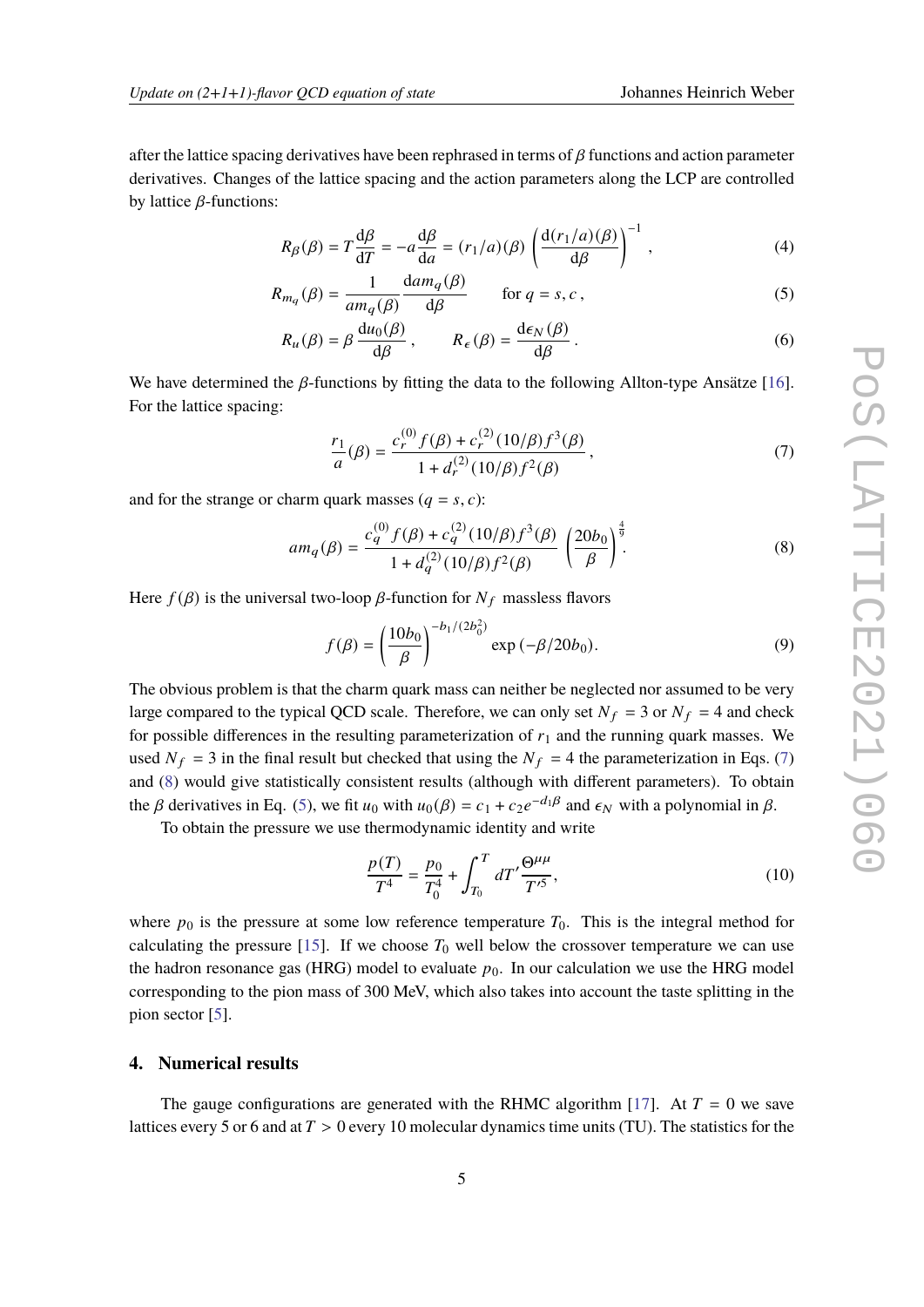after the lattice spacing derivatives have been rephrased in terms of $\beta$ functions and action parameter derivatives. Changes of the lattice spacing and the action parameters along the LCP are controlled by lattice $\beta$-functions:

$$R_\beta(\beta) = T\frac{\mathrm{d}\beta}{\mathrm{d}T} = -a\frac{\mathrm{d}\beta}{\mathrm{d}a} = (r_1/a)(\beta)\left(\frac{\mathrm{d}(r_1/a)(\beta)}{\mathrm{d}\beta}\right)^{-1}, \tag{4}$$

$$R_{m_q}(\beta) = \frac{1}{am_q(\beta)}\frac{\mathrm{d}am_q(\beta)}{\mathrm{d}\beta} \qquad \text{for } q = s, c\,, \tag{5}$$

$$R_u(\beta) = \beta\,\frac{\mathrm{d}u_0(\beta)}{\mathrm{d}\beta}\,, \qquad R_\epsilon(\beta) = \frac{\mathrm{d}\epsilon_N(\beta)}{\mathrm{d}\beta}\,. \tag{6}$$

We have determined the $\beta$-functions by fitting the data to the following Allton-type Ansätze [16]. For the lattice spacing:

$$\frac{r_1}{a}(\beta) = \frac{c_r^{(0)} f(\beta) + c_r^{(2)}(10/\beta) f^3(\beta)}{1 + d_r^{(2)}(10/\beta) f^2(\beta)}\,, \tag{7}$$

and for the strange or charm quark masses ($q = s, c$):

$$am_q(\beta) = \frac{c_q^{(0)} f(\beta) + c_q^{(2)}(10/\beta) f^3(\beta)}{1 + d_q^{(2)}(10/\beta) f^2(\beta)}\left(\frac{20b_0}{\beta}\right)^{\frac{4}{9}}. \tag{8}$$

Here $f(\beta)$ is the universal two-loop $\beta$-function for $N_f$ massless flavors

$$f(\beta) = \left(\frac{10b_0}{\beta}\right)^{-b_1/(2b_0^2)} \exp\left(-\beta/20b_0\right). \tag{9}$$

The obvious problem is that the charm quark mass can neither be neglected nor assumed to be very large compared to the typical QCD scale. Therefore, we can only set $N_f = 3$ or $N_f = 4$ and check for possible differences in the resulting parameterization of $r_1$ and the running quark masses. We used $N_f = 3$ in the final result but checked that using the $N_f = 4$ the parameterization in Eqs. (7) and (8) would give statistically consistent results (although with different parameters). To obtain the $\beta$ derivatives in Eq. (5), we fit $u_0$ with $u_0(\beta) = c_1 + c_2 e^{-d_1\beta}$ and $\epsilon_N$ with a polynomial in $\beta$.

To obtain the pressure we use thermodynamic identity and write

$$\frac{p(T)}{T^4} = \frac{p_0}{T_0^4} + \int_{T_0}^{T} dT' \frac{\Theta^{\mu\mu}}{T'^5}, \tag{10}$$

where $p_0$ is the pressure at some low reference temperature $T_0$. This is the integral method for calculating the pressure [15]. If we choose $T_0$ well below the crossover temperature we can use the hadron resonance gas (HRG) model to evaluate $p_0$. In our calculation we use the HRG model corresponding to the pion mass of 300 MeV, which also takes into account the taste splitting in the pion sector [5].

## 4. Numerical results

The gauge configurations are generated with the RHMC algorithm [17]. At $T = 0$ we save lattices every 5 or 6 and at $T > 0$ every 10 molecular dynamics time units (TU). The statistics for the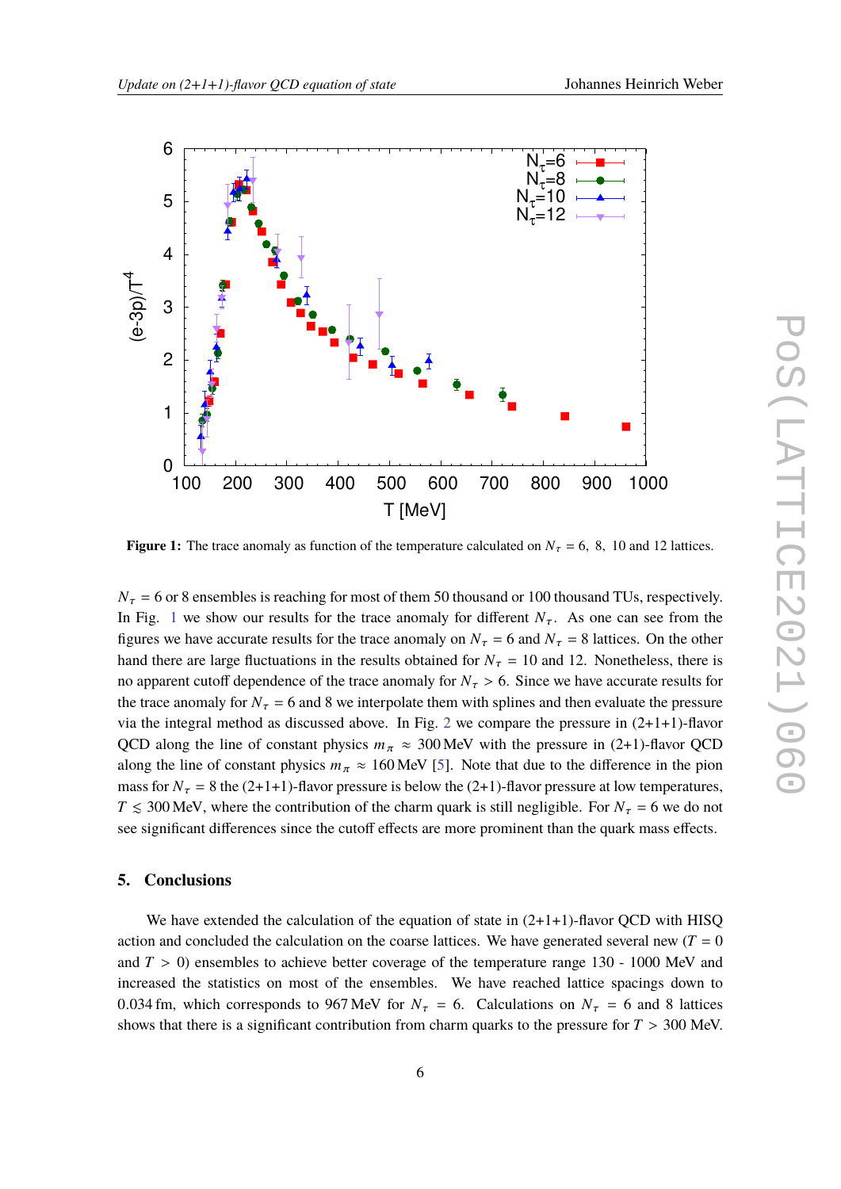6
5
4
3
2
1
0
100 200 300 400 500 600 700 800 900 1000
T [MeV]
(e-3p)/T^4
N_τ=6
N_τ=8
N_τ=10
N_τ=12

**Figure 1:** The trace anomaly as function of the temperature calculated on $N_\tau = 6,\ 8,\ 10$ and 12 lattices.

$N_\tau = 6$ or 8 ensembles is reaching for most of them 50 thousand or 100 thousand TUs, respectively. In Fig. 1 we show our results for the trace anomaly for different $N_\tau$. As one can see from the figures we have accurate results for the trace anomaly on $N_\tau = 6$ and $N_\tau = 8$ lattices. On the other hand there are large fluctuations in the results obtained for $N_\tau = 10$ and 12. Nonetheless, there is no apparent cutoff dependence of the trace anomaly for $N_\tau > 6$. Since we have accurate results for the trace anomaly for $N_\tau = 6$ and 8 we interpolate them with splines and then evaluate the pressure via the integral method as discussed above. In Fig. 2 we compare the pressure in (2+1+1)-flavor QCD along the line of constant physics $m_\pi \approx 300\,\text{MeV}$ with the pressure in (2+1)-flavor QCD along the line of constant physics $m_\pi \approx 160\,\text{MeV}$ [5]. Note that due to the difference in the pion mass for $N_\tau = 8$ the (2+1+1)-flavor pressure is below the (2+1)-flavor pressure at low temperatures, $T \lesssim 300\,\text{MeV}$, where the contribution of the charm quark is still negligible. For $N_\tau = 6$ we do not see significant differences since the cutoff effects are more prominent than the quark mass effects.

## 5. Conclusions

We have extended the calculation of the equation of state in (2+1+1)-flavor QCD with HISQ action and concluded the calculation on the coarse lattices. We have generated several new ($T = 0$ and $T > 0$) ensembles to achieve better coverage of the temperature range 130 - 1000 MeV and increased the statistics on most of the ensembles. We have reached lattice spacings down to 0.034 fm, which corresponds to 967 MeV for $N_\tau = 6$. Calculations on $N_\tau = 6$ and 8 lattices shows that there is a significant contribution from charm quarks to the pressure for $T > 300$ MeV.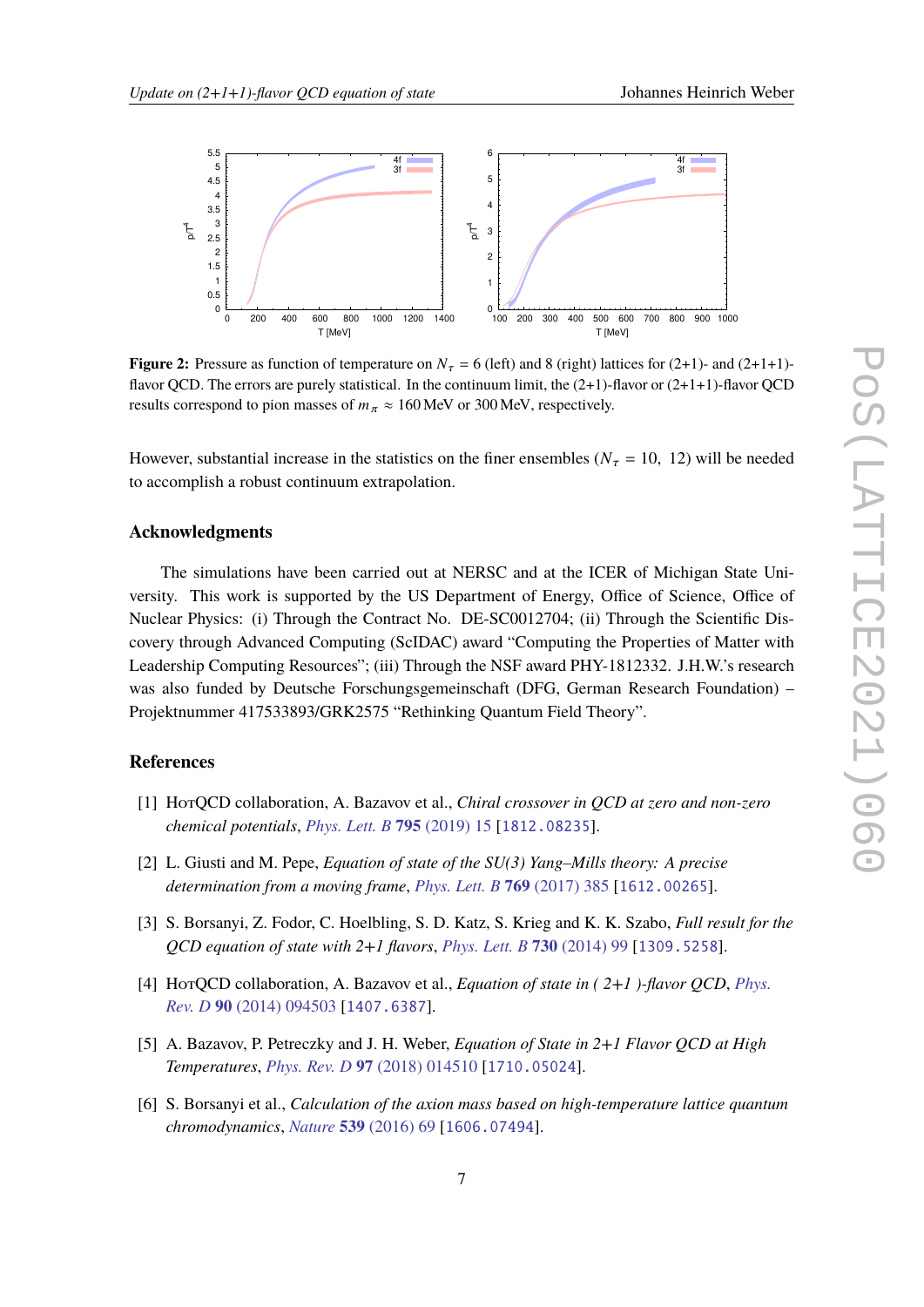p/T⁴

5.5
5
4.5
4
3.5
3
2.5
2
1.5
1
0.5
0

0 200 400 600 800 1000 1200 1400

T [MeV]

4f
3f

p/T⁴

6
5
4
3
2
1
0

100 200 300 400 500 600 700 800 900 1000

T [MeV]

4f
3f

**Figure 2:** Pressure as function of temperature on $N_\tau = 6$ (left) and 8 (right) lattices for (2+1)- and (2+1+1)-flavor QCD. The errors are purely statistical. In the continuum limit, the (2+1)-flavor or (2+1+1)-flavor QCD results correspond to pion masses of $m_\pi \approx 160$ MeV or 300 MeV, respectively.

However, substantial increase in the statistics on the finer ensembles ($N_\tau = 10,\ 12$) will be needed to accomplish a robust continuum extrapolation.

## Acknowledgments

The simulations have been carried out at NERSC and at the ICER of Michigan State University. This work is supported by the US Department of Energy, Office of Science, Office of Nuclear Physics: (i) Through the Contract No. DE-SC0012704; (ii) Through the Scientific Discovery through Advanced Computing (ScIDAC) award "Computing the Properties of Matter with Leadership Computing Resources"; (iii) Through the NSF award PHY-1812332. J.H.W.'s research was also funded by Deutsche Forschungsgemeinschaft (DFG, German Research Foundation) – Projektnummer 417533893/GRK2575 "Rethinking Quantum Field Theory".

## References

[1] HotQCD collaboration, A. Bazavov et al., *Chiral crossover in QCD at zero and non-zero chemical potentials*, Phys. Lett. B **795** (2019) 15 [1812.08235].

[2] L. Giusti and M. Pepe, *Equation of state of the SU(3) Yang–Mills theory: A precise determination from a moving frame*, Phys. Lett. B **769** (2017) 385 [1612.00265].

[3] S. Borsanyi, Z. Fodor, C. Hoelbling, S. D. Katz, S. Krieg and K. K. Szabo, *Full result for the QCD equation of state with 2+1 flavors*, Phys. Lett. B **730** (2014) 99 [1309.5258].

[4] HotQCD collaboration, A. Bazavov et al., *Equation of state in ( 2+1 )-flavor QCD*, Phys. Rev. D **90** (2014) 094503 [1407.6387].

[5] A. Bazavov, P. Petreczky and J. H. Weber, *Equation of State in 2+1 Flavor QCD at High Temperatures*, Phys. Rev. D **97** (2018) 014510 [1710.05024].

[6] S. Borsanyi et al., *Calculation of the axion mass based on high-temperature lattice quantum chromodynamics*, Nature **539** (2016) 69 [1606.07494].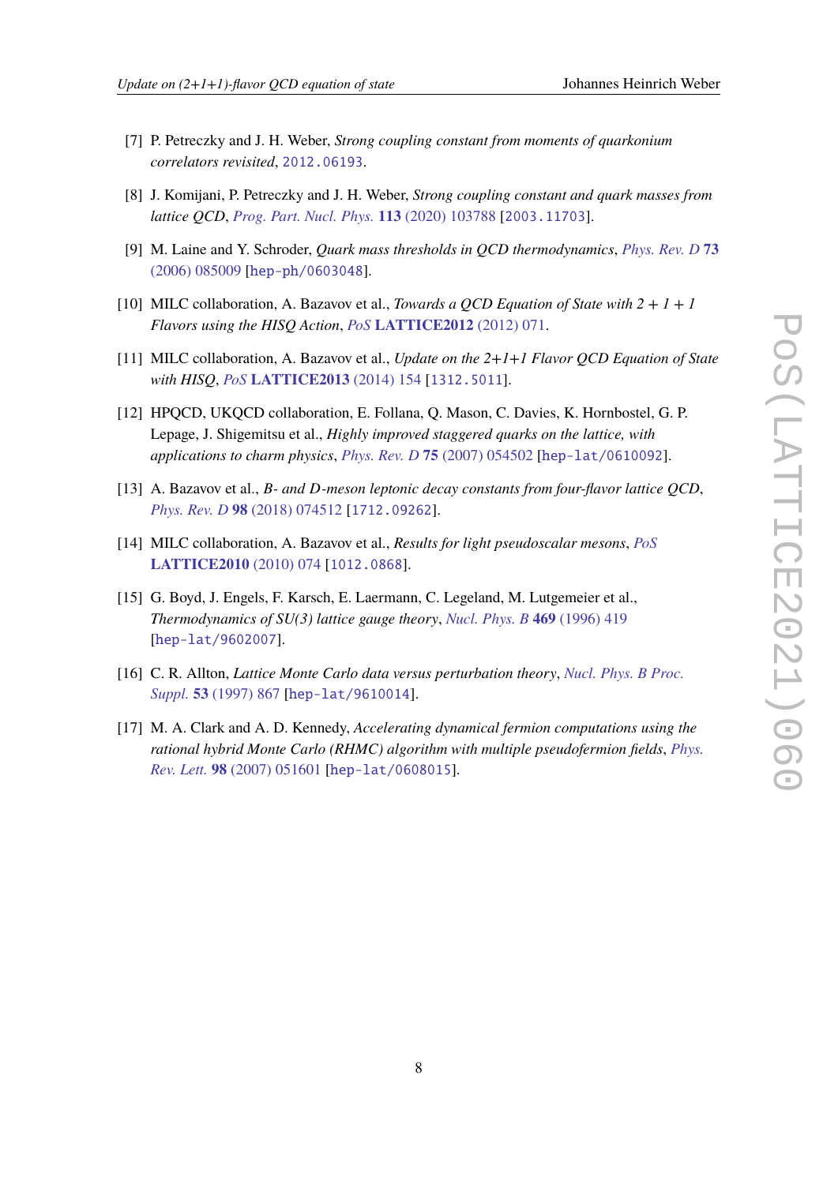[7] P. Petreczky and J. H. Weber, *Strong coupling constant from moments of quarkonium correlators revisited*, 2012.06193.

[8] J. Komijani, P. Petreczky and J. H. Weber, *Strong coupling constant and quark masses from lattice QCD*, *Prog. Part. Nucl. Phys.* **113** (2020) 103788 [2003.11703].

[9] M. Laine and Y. Schroder, *Quark mass thresholds in QCD thermodynamics*, *Phys. Rev. D* **73** (2006) 085009 [hep-ph/0603048].

[10] MILC collaboration, A. Bazavov et al., *Towards a QCD Equation of State with 2 + 1 + 1 Flavors using the HISQ Action*, *PoS* **LATTICE2012** (2012) 071.

[11] MILC collaboration, A. Bazavov et al., *Update on the 2+1+1 Flavor QCD Equation of State with HISQ*, *PoS* **LATTICE2013** (2014) 154 [1312.5011].

[12] HPQCD, UKQCD collaboration, E. Follana, Q. Mason, C. Davies, K. Hornbostel, G. P. Lepage, J. Shigemitsu et al., *Highly improved staggered quarks on the lattice, with applications to charm physics*, *Phys. Rev. D* **75** (2007) 054502 [hep-lat/0610092].

[13] A. Bazavov et al., *B- and D-meson leptonic decay constants from four-flavor lattice QCD*, *Phys. Rev. D* **98** (2018) 074512 [1712.09262].

[14] MILC collaboration, A. Bazavov et al., *Results for light pseudoscalar mesons*, *PoS* **LATTICE2010** (2010) 074 [1012.0868].

[15] G. Boyd, J. Engels, F. Karsch, E. Laermann, C. Legeland, M. Lutgemeier et al., *Thermodynamics of SU(3) lattice gauge theory*, *Nucl. Phys. B* **469** (1996) 419 [hep-lat/9602007].

[16] C. R. Allton, *Lattice Monte Carlo data versus perturbation theory*, *Nucl. Phys. B Proc. Suppl.* **53** (1997) 867 [hep-lat/9610014].

[17] M. A. Clark and A. D. Kennedy, *Accelerating dynamical fermion computations using the rational hybrid Monte Carlo (RHMC) algorithm with multiple pseudofermion fields*, *Phys. Rev. Lett.* **98** (2007) 051601 [hep-lat/0608015].